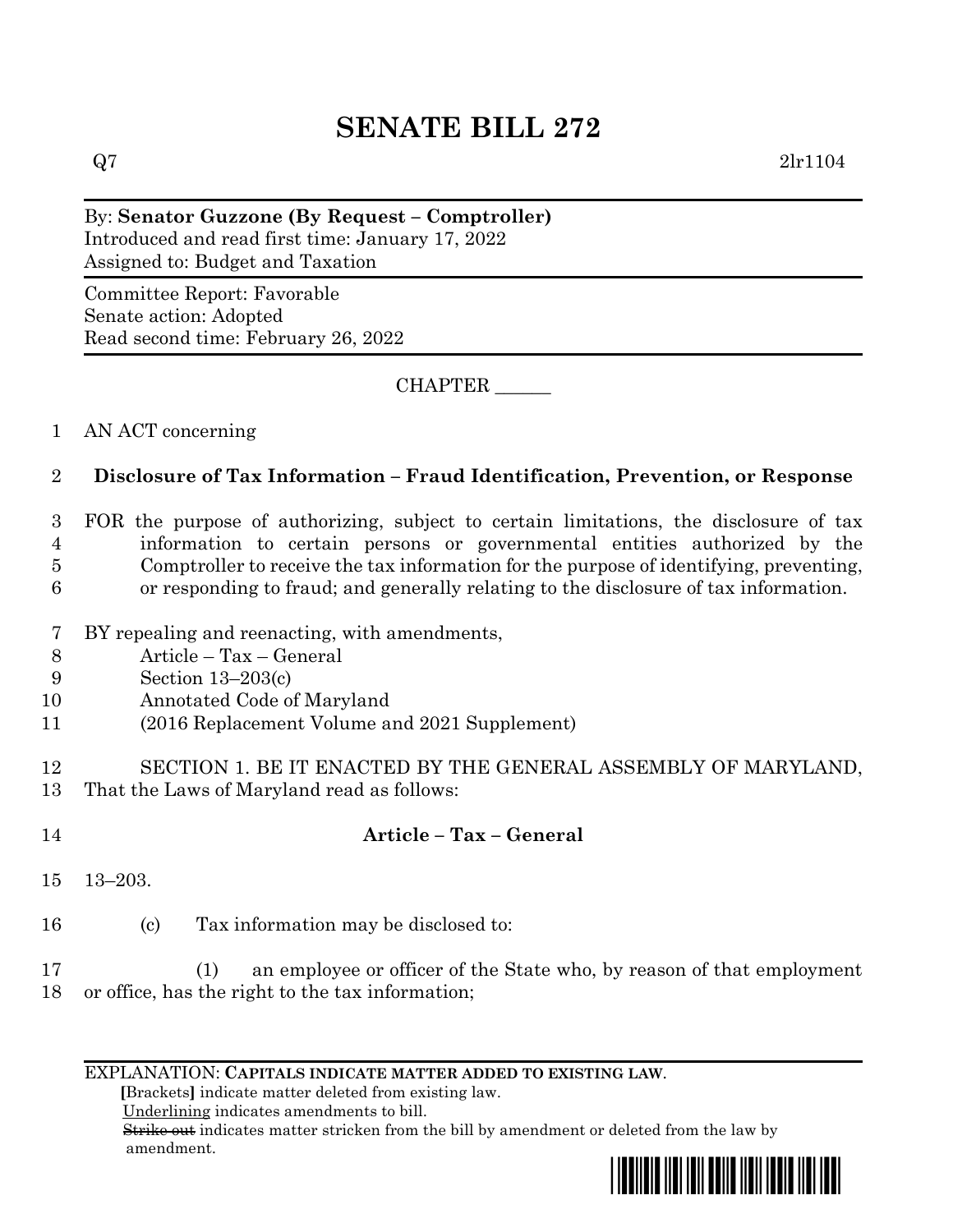# SENATE BILL 272

Q7 2lr1104

By: **Senator Guzzone (By Request – Comptroller)**
Introduced and read first time: January 17, 2022
Assigned to: Budget and Taxation

Committee Report: Favorable
Senate action: Adopted
Read second time: February 26, 2022

CHAPTER ______

1 AN ACT concerning

2 **Disclosure of Tax Information – Fraud Identification, Prevention, or Response**

3 FOR the purpose of authorizing, subject to certain limitations, the disclosure of tax
4 information to certain persons or governmental entities authorized by the
5 Comptroller to receive the tax information for the purpose of identifying, preventing,
6 or responding to fraud; and generally relating to the disclosure of tax information.

7 BY repealing and reenacting, with amendments,
8 Article – Tax – General
9 Section 13–203(c)
10 Annotated Code of Maryland
11 (2016 Replacement Volume and 2021 Supplement)

12 SECTION 1. BE IT ENACTED BY THE GENERAL ASSEMBLY OF MARYLAND,
13 That the Laws of Maryland read as follows:

14 **Article – Tax – General**

15 13–203.

16 (c) Tax information may be disclosed to:

17 (1) an employee or officer of the State who, by reason of that employment
18 or office, has the right to the tax information;

EXPLANATION: **CAPITALS INDICATE MATTER ADDED TO EXISTING LAW.**
**[**Brackets**]** indicate matter deleted from existing law.
Underlining indicates amendments to bill.
~~Strike out~~ indicates matter stricken from the bill by amendment or deleted from the law by amendment.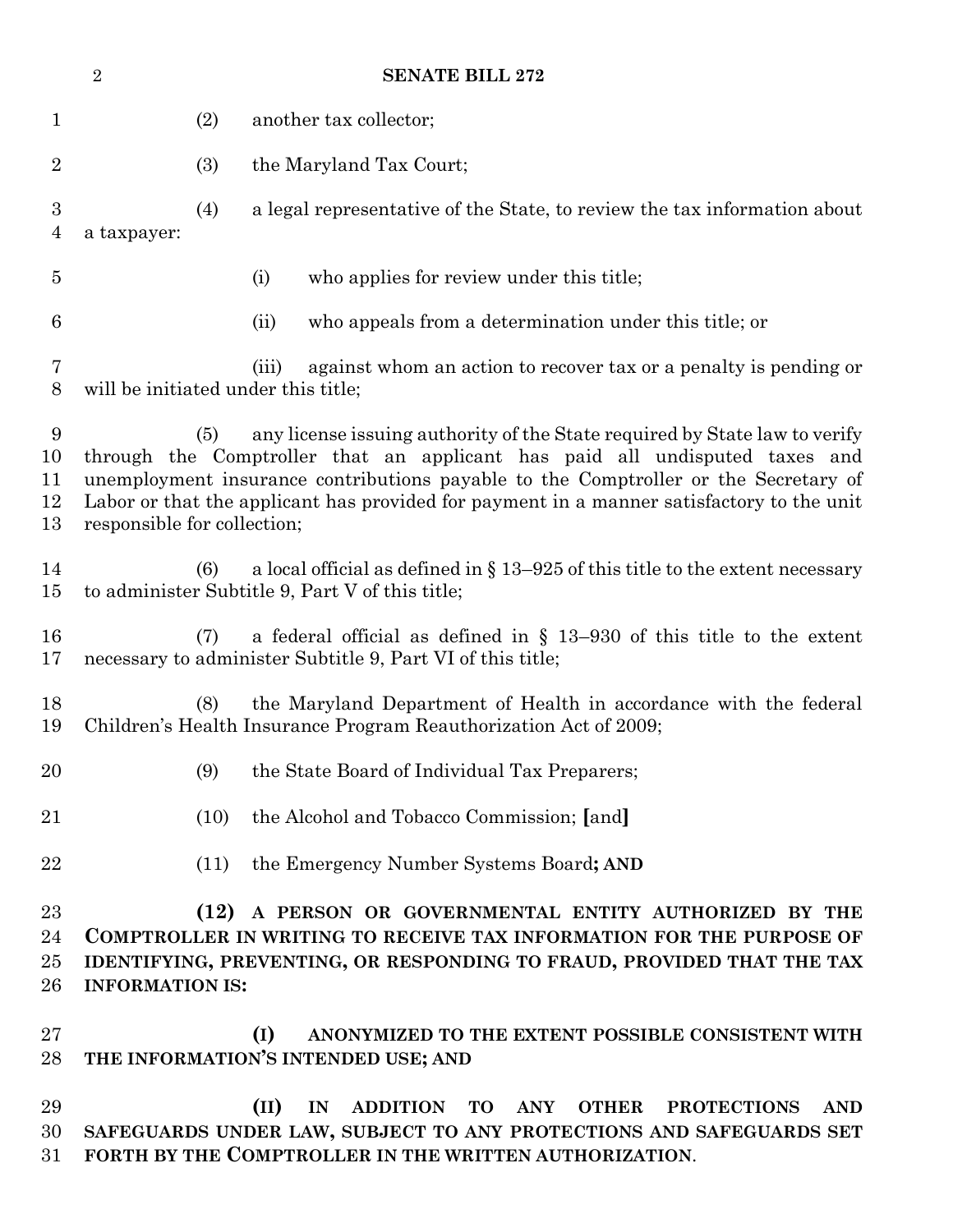(2) another tax collector;

(3) the Maryland Tax Court;

(4) a legal representative of the State, to review the tax information about a taxpayer:

(i) who applies for review under this title;

(ii) who appeals from a determination under this title; or

(iii) against whom an action to recover tax or a penalty is pending or will be initiated under this title;

(5) any license issuing authority of the State required by State law to verify through the Comptroller that an applicant has paid all undisputed taxes and unemployment insurance contributions payable to the Comptroller or the Secretary of Labor or that the applicant has provided for payment in a manner satisfactory to the unit responsible for collection;

(6) a local official as defined in § 13–925 of this title to the extent necessary to administer Subtitle 9, Part V of this title;

(7) a federal official as defined in § 13–930 of this title to the extent necessary to administer Subtitle 9, Part VI of this title;

(8) the Maryland Department of Health in accordance with the federal Children's Health Insurance Program Reauthorization Act of 2009;

(9) the State Board of Individual Tax Preparers;

(10) the Alcohol and Tobacco Commission; **[**and**]**

(11) the Emergency Number Systems Board**; AND**

**(12) A PERSON OR GOVERNMENTAL ENTITY AUTHORIZED BY THE COMPTROLLER IN WRITING TO RECEIVE TAX INFORMATION FOR THE PURPOSE OF IDENTIFYING, PREVENTING, OR RESPONDING TO FRAUD, PROVIDED THAT THE TAX INFORMATION IS:**

**(I) ANONYMIZED TO THE EXTENT POSSIBLE CONSISTENT WITH THE INFORMATION'S INTENDED USE; AND**

**(II) IN ADDITION TO ANY OTHER PROTECTIONS AND SAFEGUARDS UNDER LAW, SUBJECT TO ANY PROTECTIONS AND SAFEGUARDS SET FORTH BY THE COMPTROLLER IN THE WRITTEN AUTHORIZATION**.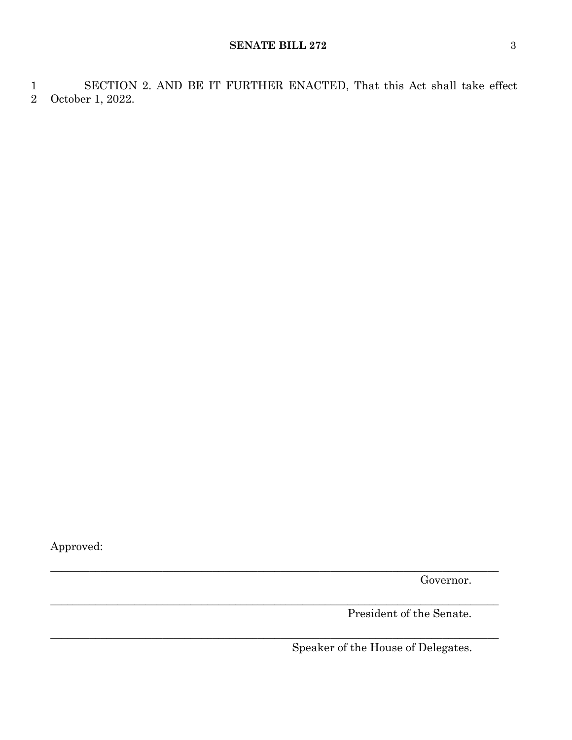SECTION 2. AND BE IT FURTHER ENACTED, That this Act shall take effect October 1, 2022.

Approved:

\_\_\_\_\_\_\_\_\_\_\_\_\_\_\_\_\_\_\_\_\_\_\_\_\_\_\_\_\_\_\_\_\_\_\_\_\_\_\_\_\_\_\_\_\_\_\_\_\_\_\_\_\_\_\_\_\_\_\_\_

Governor.

\_\_\_\_\_\_\_\_\_\_\_\_\_\_\_\_\_\_\_\_\_\_\_\_\_\_\_\_\_\_\_\_\_\_\_\_\_\_\_\_\_\_\_\_\_\_\_\_\_\_\_\_\_\_\_\_\_\_\_\_

President of the Senate.

\_\_\_\_\_\_\_\_\_\_\_\_\_\_\_\_\_\_\_\_\_\_\_\_\_\_\_\_\_\_\_\_\_\_\_\_\_\_\_\_\_\_\_\_\_\_\_\_\_\_\_\_\_\_\_\_\_\_\_\_

Speaker of the House of Delegates.